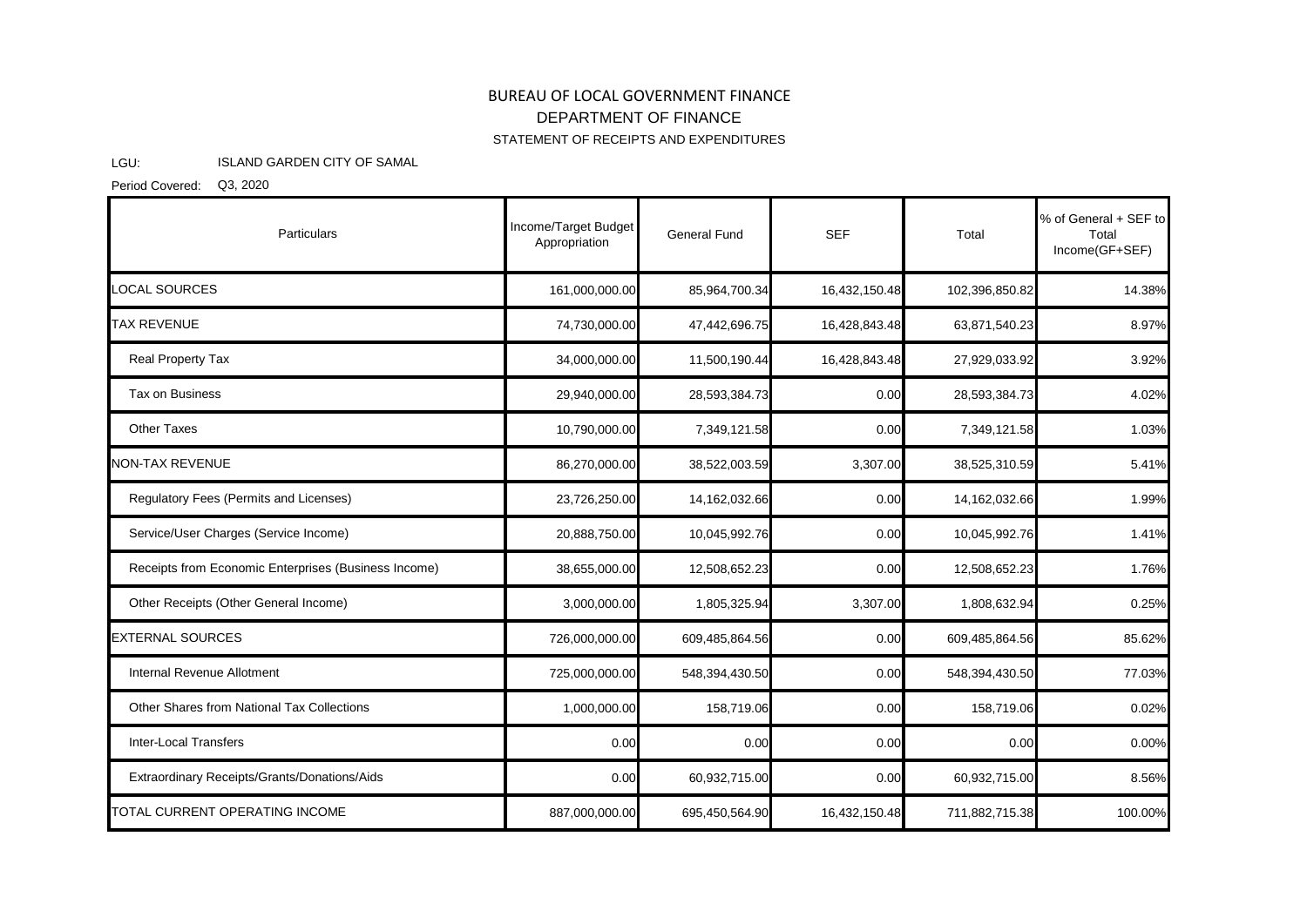# BUREAU OF LOCAL GOVERNMENT FINANCE

## DEPARTMENT OF FINANCE

### STATEMENT OF RECEIPTS AND EXPENDITURES

LGU: ISLAND GARDEN CITY OF SAMAL

Period Covered: Q3, 2020

| Particulars | Income/Target Budget Appropriation | General Fund | SEF | Total | % of General + SEF to Total Income(GF+SEF) |
|---|---|---|---|---|---|
| LOCAL SOURCES | 161,000,000.00 | 85,964,700.34 | 16,432,150.48 | 102,396,850.82 | 14.38% |
| TAX REVENUE | 74,730,000.00 | 47,442,696.75 | 16,428,843.48 | 63,871,540.23 | 8.97% |
| Real Property Tax | 34,000,000.00 | 11,500,190.44 | 16,428,843.48 | 27,929,033.92 | 3.92% |
| Tax on Business | 29,940,000.00 | 28,593,384.73 | 0.00 | 28,593,384.73 | 4.02% |
| Other Taxes | 10,790,000.00 | 7,349,121.58 | 0.00 | 7,349,121.58 | 1.03% |
| NON-TAX REVENUE | 86,270,000.00 | 38,522,003.59 | 3,307.00 | 38,525,310.59 | 5.41% |
| Regulatory Fees (Permits and Licenses) | 23,726,250.00 | 14,162,032.66 | 0.00 | 14,162,032.66 | 1.99% |
| Service/User Charges (Service Income) | 20,888,750.00 | 10,045,992.76 | 0.00 | 10,045,992.76 | 1.41% |
| Receipts from Economic Enterprises (Business Income) | 38,655,000.00 | 12,508,652.23 | 0.00 | 12,508,652.23 | 1.76% |
| Other Receipts (Other General Income) | 3,000,000.00 | 1,805,325.94 | 3,307.00 | 1,808,632.94 | 0.25% |
| EXTERNAL SOURCES | 726,000,000.00 | 609,485,864.56 | 0.00 | 609,485,864.56 | 85.62% |
| Internal Revenue Allotment | 725,000,000.00 | 548,394,430.50 | 0.00 | 548,394,430.50 | 77.03% |
| Other Shares from National Tax Collections | 1,000,000.00 | 158,719.06 | 0.00 | 158,719.06 | 0.02% |
| Inter-Local Transfers | 0.00 | 0.00 | 0.00 | 0.00 | 0.00% |
| Extraordinary Receipts/Grants/Donations/Aids | 0.00 | 60,932,715.00 | 0.00 | 60,932,715.00 | 8.56% |
| TOTAL CURRENT OPERATING INCOME | 887,000,000.00 | 695,450,564.90 | 16,432,150.48 | 711,882,715.38 | 100.00% |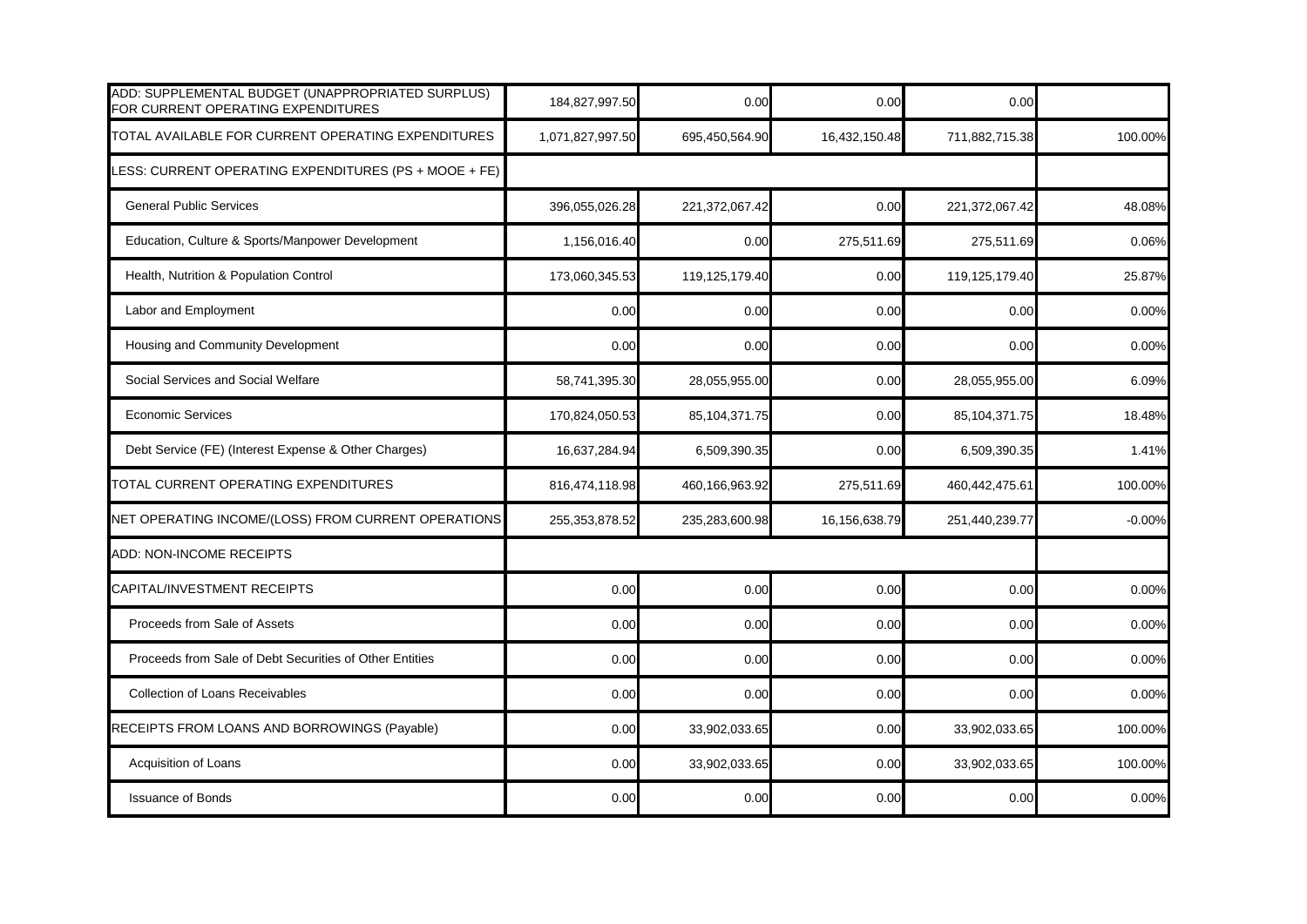| | | | | | |
|---|---|---|---|---|---|
| ADD: SUPPLEMENTAL BUDGET (UNAPPROPRIATED SURPLUS) FOR CURRENT OPERATING EXPENDITURES | 184,827,997.50 | 0.00 | 0.00 | 0.00 | |
| TOTAL AVAILABLE FOR CURRENT OPERATING EXPENDITURES | 1,071,827,997.50 | 695,450,564.90 | 16,432,150.48 | 711,882,715.38 | 100.00% |
| LESS: CURRENT OPERATING EXPENDITURES (PS + MOOE + FE) | | | | | |
| General Public Services | 396,055,026.28 | 221,372,067.42 | 0.00 | 221,372,067.42 | 48.08% |
| Education, Culture & Sports/Manpower Development | 1,156,016.40 | 0.00 | 275,511.69 | 275,511.69 | 0.06% |
| Health, Nutrition & Population Control | 173,060,345.53 | 119,125,179.40 | 0.00 | 119,125,179.40 | 25.87% |
| Labor and Employment | 0.00 | 0.00 | 0.00 | 0.00 | 0.00% |
| Housing and Community Development | 0.00 | 0.00 | 0.00 | 0.00 | 0.00% |
| Social Services and Social Welfare | 58,741,395.30 | 28,055,955.00 | 0.00 | 28,055,955.00 | 6.09% |
| Economic Services | 170,824,050.53 | 85,104,371.75 | 0.00 | 85,104,371.75 | 18.48% |
| Debt Service (FE) (Interest Expense & Other Charges) | 16,637,284.94 | 6,509,390.35 | 0.00 | 6,509,390.35 | 1.41% |
| TOTAL CURRENT OPERATING EXPENDITURES | 816,474,118.98 | 460,166,963.92 | 275,511.69 | 460,442,475.61 | 100.00% |
| NET OPERATING INCOME/(LOSS) FROM CURRENT OPERATIONS | 255,353,878.52 | 235,283,600.98 | 16,156,638.79 | 251,440,239.77 | -0.00% |
| ADD: NON-INCOME RECEIPTS | | | | | |
| CAPITAL/INVESTMENT RECEIPTS | 0.00 | 0.00 | 0.00 | 0.00 | 0.00% |
| Proceeds from Sale of Assets | 0.00 | 0.00 | 0.00 | 0.00 | 0.00% |
| Proceeds from Sale of Debt Securities of Other Entities | 0.00 | 0.00 | 0.00 | 0.00 | 0.00% |
| Collection of Loans Receivables | 0.00 | 0.00 | 0.00 | 0.00 | 0.00% |
| RECEIPTS FROM LOANS AND BORROWINGS (Payable) | 0.00 | 33,902,033.65 | 0.00 | 33,902,033.65 | 100.00% |
| Acquisition of Loans | 0.00 | 33,902,033.65 | 0.00 | 33,902,033.65 | 100.00% |
| Issuance of Bonds | 0.00 | 0.00 | 0.00 | 0.00 | 0.00% |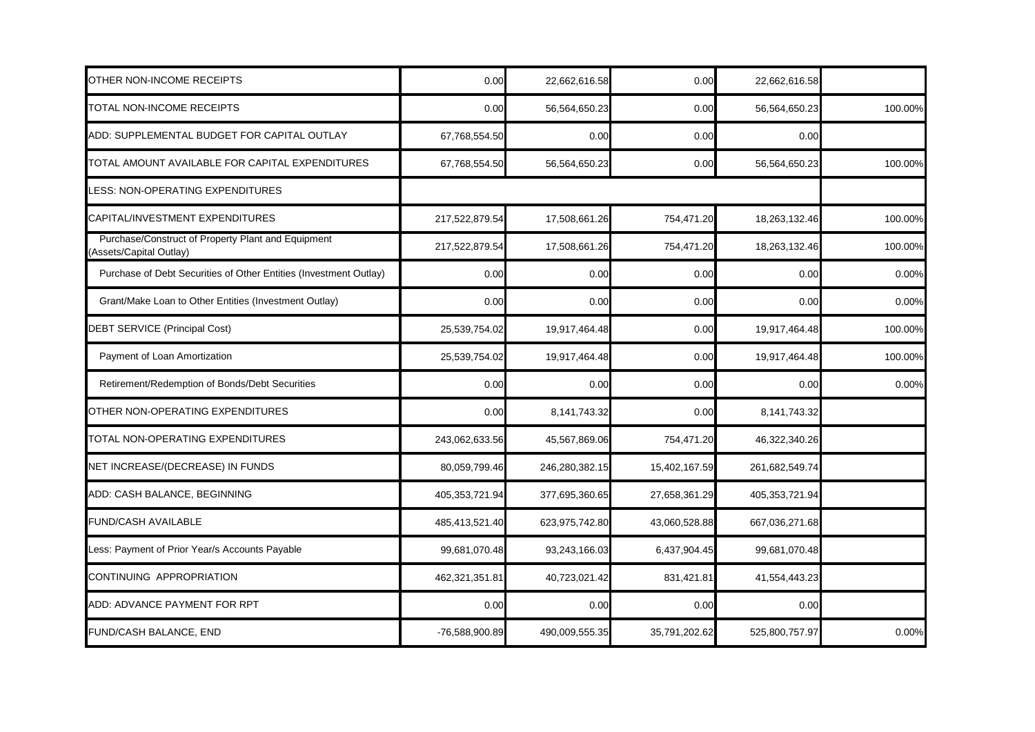| | | | | | |
|---|---|---|---|---|---|
| OTHER NON-INCOME RECEIPTS | 0.00 | 22,662,616.58 | 0.00 | 22,662,616.58 | |
| TOTAL NON-INCOME RECEIPTS | 0.00 | 56,564,650.23 | 0.00 | 56,564,650.23 | 100.00% |
| ADD: SUPPLEMENTAL BUDGET FOR CAPITAL OUTLAY | 67,768,554.50 | 0.00 | 0.00 | 0.00 | |
| TOTAL AMOUNT AVAILABLE FOR CAPITAL EXPENDITURES | 67,768,554.50 | 56,564,650.23 | 0.00 | 56,564,650.23 | 100.00% |
| LESS: NON-OPERATING EXPENDITURES | | | | | |
| CAPITAL/INVESTMENT EXPENDITURES | 217,522,879.54 | 17,508,661.26 | 754,471.20 | 18,263,132.46 | 100.00% |
| Purchase/Construct of Property Plant and Equipment (Assets/Capital Outlay) | 217,522,879.54 | 17,508,661.26 | 754,471.20 | 18,263,132.46 | 100.00% |
| Purchase of Debt Securities of Other Entities (Investment Outlay) | 0.00 | 0.00 | 0.00 | 0.00 | 0.00% |
| Grant/Make Loan to Other Entities (Investment Outlay) | 0.00 | 0.00 | 0.00 | 0.00 | 0.00% |
| DEBT SERVICE (Principal Cost) | 25,539,754.02 | 19,917,464.48 | 0.00 | 19,917,464.48 | 100.00% |
| Payment of Loan Amortization | 25,539,754.02 | 19,917,464.48 | 0.00 | 19,917,464.48 | 100.00% |
| Retirement/Redemption of Bonds/Debt Securities | 0.00 | 0.00 | 0.00 | 0.00 | 0.00% |
| OTHER NON-OPERATING EXPENDITURES | 0.00 | 8,141,743.32 | 0.00 | 8,141,743.32 | |
| TOTAL NON-OPERATING EXPENDITURES | 243,062,633.56 | 45,567,869.06 | 754,471.20 | 46,322,340.26 | |
| NET INCREASE/(DECREASE) IN FUNDS | 80,059,799.46 | 246,280,382.15 | 15,402,167.59 | 261,682,549.74 | |
| ADD: CASH BALANCE, BEGINNING | 405,353,721.94 | 377,695,360.65 | 27,658,361.29 | 405,353,721.94 | |
| FUND/CASH AVAILABLE | 485,413,521.40 | 623,975,742.80 | 43,060,528.88 | 667,036,271.68 | |
| Less: Payment of Prior Year/s Accounts Payable | 99,681,070.48 | 93,243,166.03 | 6,437,904.45 | 99,681,070.48 | |
| CONTINUING APPROPRIATION | 462,321,351.81 | 40,723,021.42 | 831,421.81 | 41,554,443.23 | |
| ADD: ADVANCE PAYMENT FOR RPT | 0.00 | 0.00 | 0.00 | 0.00 | |
| FUND/CASH BALANCE, END | -76,588,900.89 | 490,009,555.35 | 35,791,202.62 | 525,800,757.97 | 0.00% |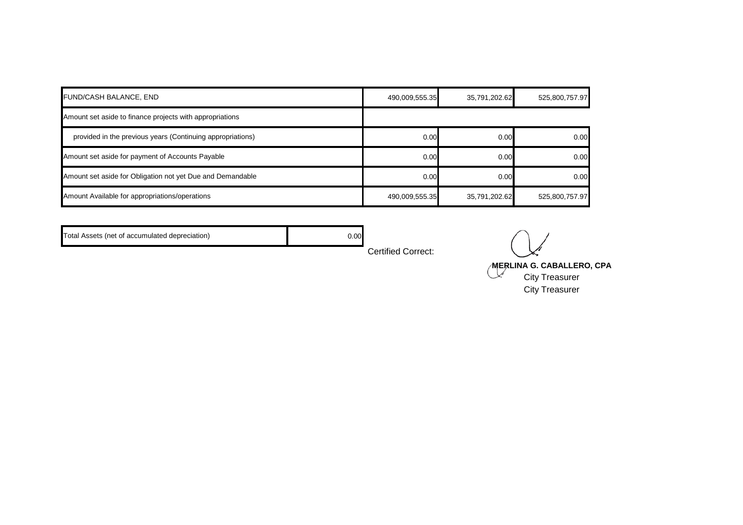| | | | |
|---|---|---|---|
| FUND/CASH BALANCE, END | 490,009,555.35 | 35,791,202.62 | 525,800,757.97 |
| Amount set aside to finance projects with appropriations | | | |
| provided in the previous years (Continuing appropriations) | 0.00 | 0.00 | 0.00 |
| Amount set aside for payment of Accounts Payable | 0.00 | 0.00 | 0.00 |
| Amount set aside for Obligation not yet Due and Demandable | 0.00 | 0.00 | 0.00 |
| Amount Available for appropriations/operations | 490,009,555.35 | 35,791,202.62 | 525,800,757.97 |

| | |
|---|---|
| Total Assets (net of accumulated depreciation) | 0.00 |

Certified Correct:

**MERLINA G. CABALLERO, CPA**
City Treasurer
City Treasurer